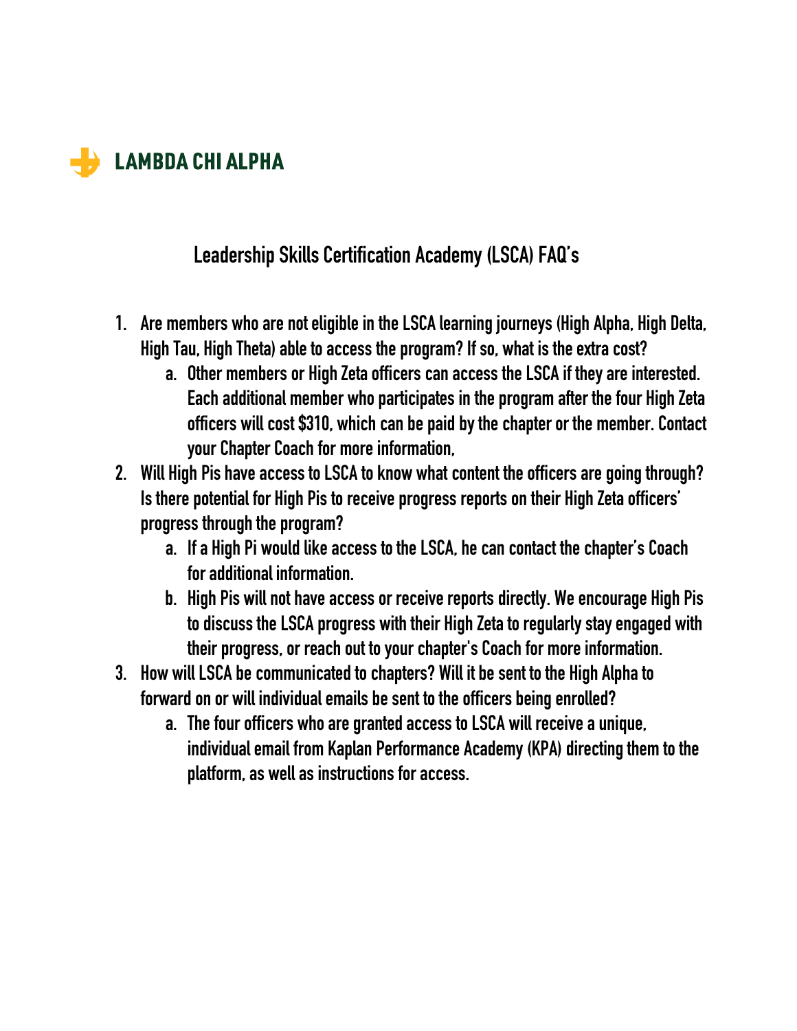# LAMBDA CHI ALPHA

## Leadership Skills Certification Academy (LSCA) FAQ's

1. Are members who are not eligible in the LSCA learning journeys (High Alpha, High Delta, High Tau, High Theta) able to access the program? If so, what is the extra cost?
   a. Other members or High Zeta officers can access the LSCA if they are interested. Each additional member who participates in the program after the four High Zeta officers will cost $310, which can be paid by the chapter or the member. Contact your Chapter Coach for more information,
2. Will High Pis have access to LSCA to know what content the officers are going through? Is there potential for High Pis to receive progress reports on their High Zeta officers' progress through the program?
   a. If a High Pi would like access to the LSCA, he can contact the chapter's Coach for additional information.
   b. High Pis will not have access or receive reports directly. We encourage High Pis to discuss the LSCA progress with their High Zeta to regularly stay engaged with their progress, or reach out to your chapter's Coach for more information.
3. How will LSCA be communicated to chapters? Will it be sent to the High Alpha to forward on or will individual emails be sent to the officers being enrolled?
   a. The four officers who are granted access to LSCA will receive a unique, individual email from Kaplan Performance Academy (KPA) directing them to the platform, as well as instructions for access.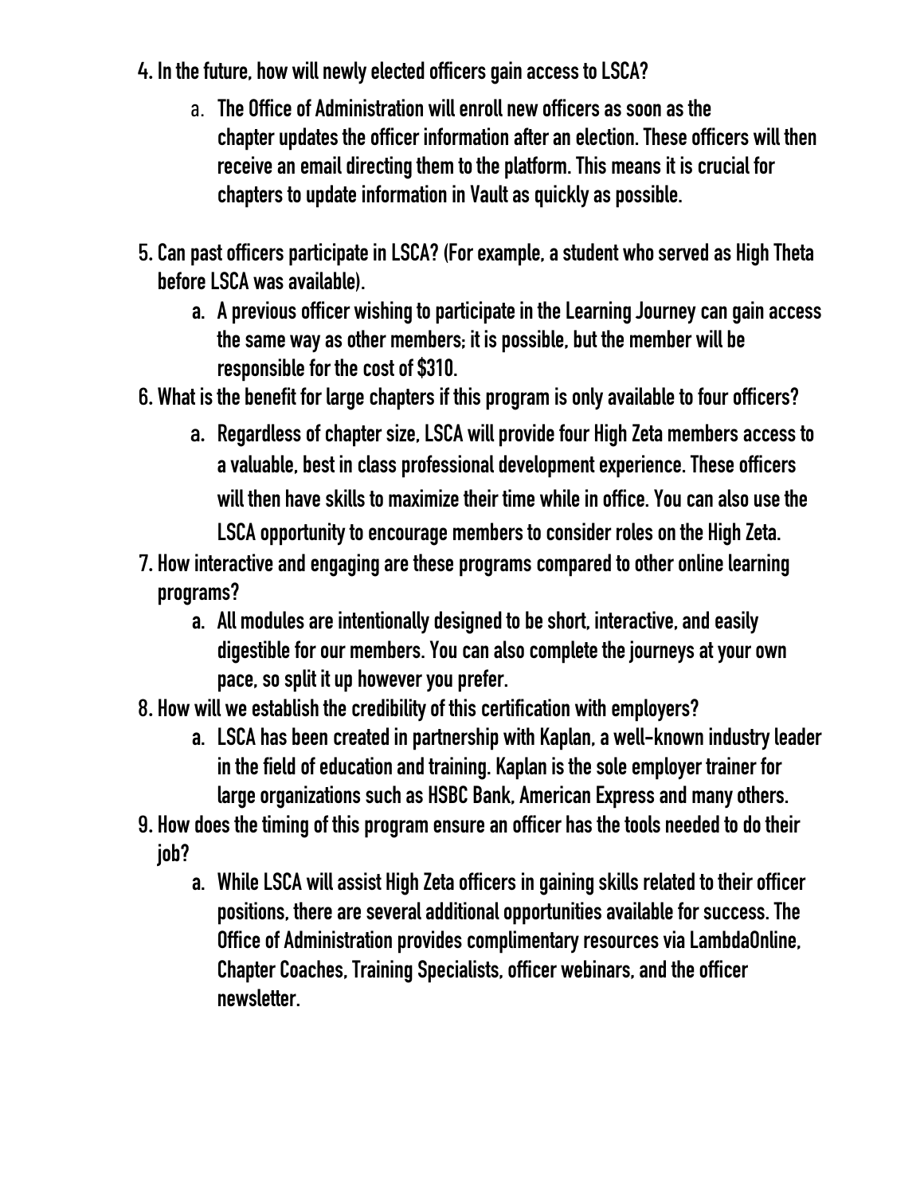4. In the future, how will newly elected officers gain access to LSCA?
    a. The Office of Administration will enroll new officers as soon as the chapter updates the officer information after an election. These officers will then receive an email directing them to the platform. This means it is crucial for chapters to update information in Vault as quickly as possible.
5. Can past officers participate in LSCA? (For example, a student who served as High Theta before LSCA was available).
    a. A previous officer wishing to participate in the Learning Journey can gain access the same way as other members; it is possible, but the member will be responsible for the cost of $310.
6. What is the benefit for large chapters if this program is only available to four officers?
    a. Regardless of chapter size, LSCA will provide four High Zeta members access to a valuable, best in class professional development experience. These officers will then have skills to maximize their time while in office. You can also use the LSCA opportunity to encourage members to consider roles on the High Zeta.
7. How interactive and engaging are these programs compared to other online learning programs?
    a. All modules are intentionally designed to be short, interactive, and easily digestible for our members. You can also complete the journeys at your own pace, so split it up however you prefer.
8. How will we establish the credibility of this certification with employers?
    a. LSCA has been created in partnership with Kaplan, a well-known industry leader in the field of education and training. Kaplan is the sole employer trainer for large organizations such as HSBC Bank, American Express and many others.
9. How does the timing of this program ensure an officer has the tools needed to do their job?
    a. While LSCA will assist High Zeta officers in gaining skills related to their officer positions, there are several additional opportunities available for success. The Office of Administration provides complimentary resources via LambdaOnline, Chapter Coaches, Training Specialists, officer webinars, and the officer newsletter.